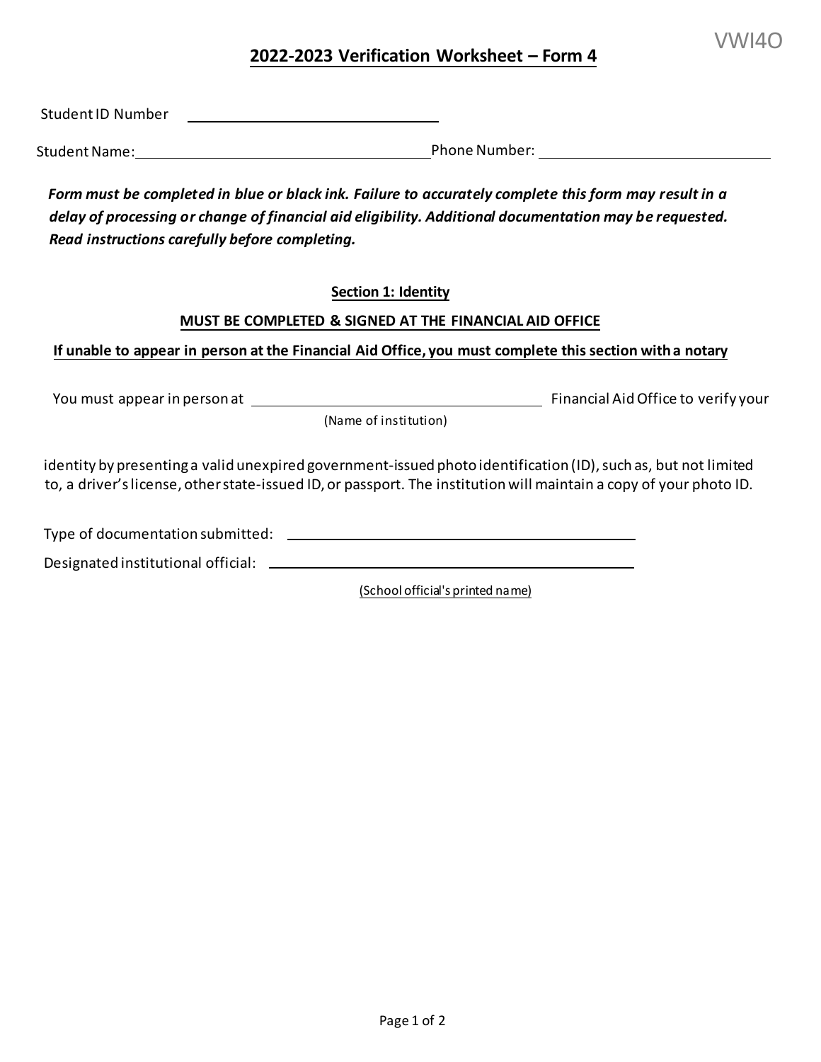VWI4O

# 2022-2023 Verification Worksheet – Form 4

Student ID Number ______________________________

Student Name: ______________________________ Phone Number: ______________________________

***Form must be completed in blue or black ink. Failure to accurately complete this form may result in a delay of processing or change of financial aid eligibility. Additional documentation may be requested. Read instructions carefully before completing.***

## Section 1: Identity

**MUST BE COMPLETED & SIGNED AT THE FINANCIAL AID OFFICE**

**If unable to appear in person at the Financial Aid Office, you must complete this section with a notary**

You must appear in person at ______________________________ Financial Aid Office to verify your
(Name of institution)

identity by presenting a valid unexpired government-issued photo identification (ID), such as, but not limited to, a driver's license, other state-issued ID, or passport. The institution will maintain a copy of your photo ID.

Type of documentation submitted: ______________________________

Designated institutional official: ______________________________
(School official's printed name)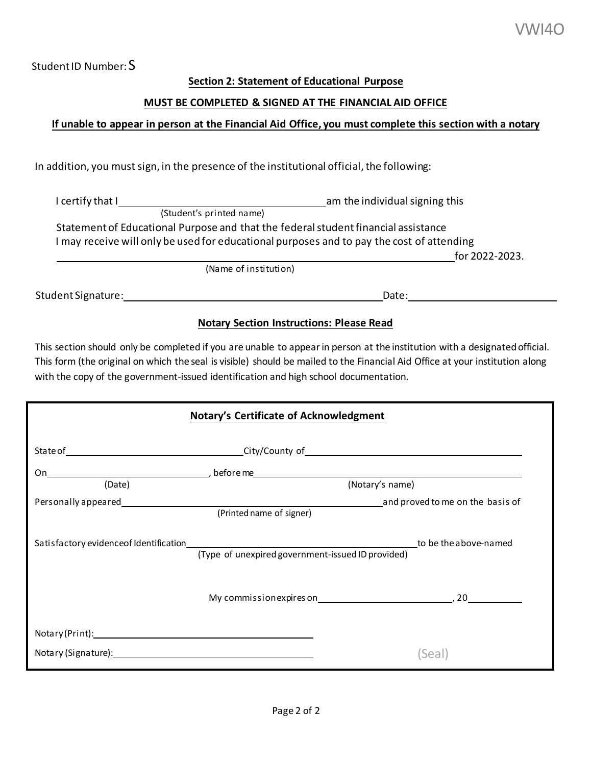VWI4O

Student ID Number: S

**Section 2: Statement of Educational Purpose**

**MUST BE COMPLETED & SIGNED AT THE FINANCIAL AID OFFICE**

**If unable to appear in person at the Financial Aid Office, you must complete this section with a notary**

In addition, you must sign, in the presence of the institutional official, the following:

I certify that I ______________________________ am the individual signing this
(Student's printed name)
Statement of Educational Purpose and that the federal student financial assistance I may receive will only be used for educational purposes and to pay the cost of attending ______________________________ for 2022-2023.
(Name of institution)

Student Signature: ______________________________ Date: ______________________________

**Notary Section Instructions: Please Read**

This section should only be completed if you are unable to appear in person at the institution with a designated official. This form (the original on which the seal is visible) should be mailed to the Financial Aid Office at your institution along with the copy of the government-issued identification and high school documentation.

**Notary's Certificate of Acknowledgment**

State of ______________________________ City/County of ______________________________

On ______________________________, before me ______________________________
(Date) (Notary's name)

Personally appeared ______________________________ and proved to me on the basis of
(Printed name of signer)

Satisfactory evidence of Identification ______________________________ to be the above-named
(Type of unexpired government-issued ID provided)

My commission expires on ______________________________, 20__________

Notary (Print): ______________________________

Notary (Signature): ______________________________

(Seal)